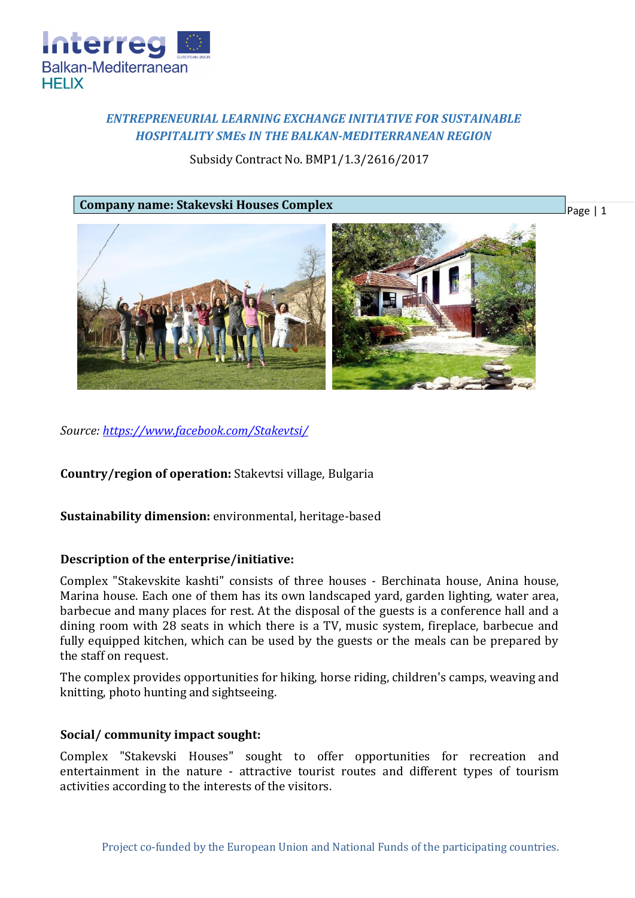***ENTREPRENEURIAL LEARNING EXCHANGE INITIATIVE FOR SUSTAINABLE HOSPITALITY SMEs IN THE BALKAN-MEDITERRANEAN REGION***

Subsidy Contract No. BMP1/1.3/2616/2017

**Company name: Stakevski Houses Complex**

*Source: https://www.facebook.com/Stakevtsi/*

**Country/region of operation:** Stakevtsi village, Bulgaria

**Sustainability dimension:** environmental, heritage-based

**Description of the enterprise/initiative:**

Complex "Stakevskite kashti" consists of three houses - Berchinata house, Anina house, Marina house. Each one of them has its own landscaped yard, garden lighting, water area, barbecue and many places for rest. At the disposal of the guests is a conference hall and a dining room with 28 seats in which there is a TV, music system, fireplace, barbecue and fully equipped kitchen, which can be used by the guests or the meals can be prepared by the staff on request.

The complex provides opportunities for hiking, horse riding, children's camps, weaving and knitting, photo hunting and sightseeing.

**Social/ community impact sought:**

Complex "Stakevski Houses" sought to offer opportunities for recreation and entertainment in the nature - attractive tourist routes and different types of tourism activities according to the interests of the visitors.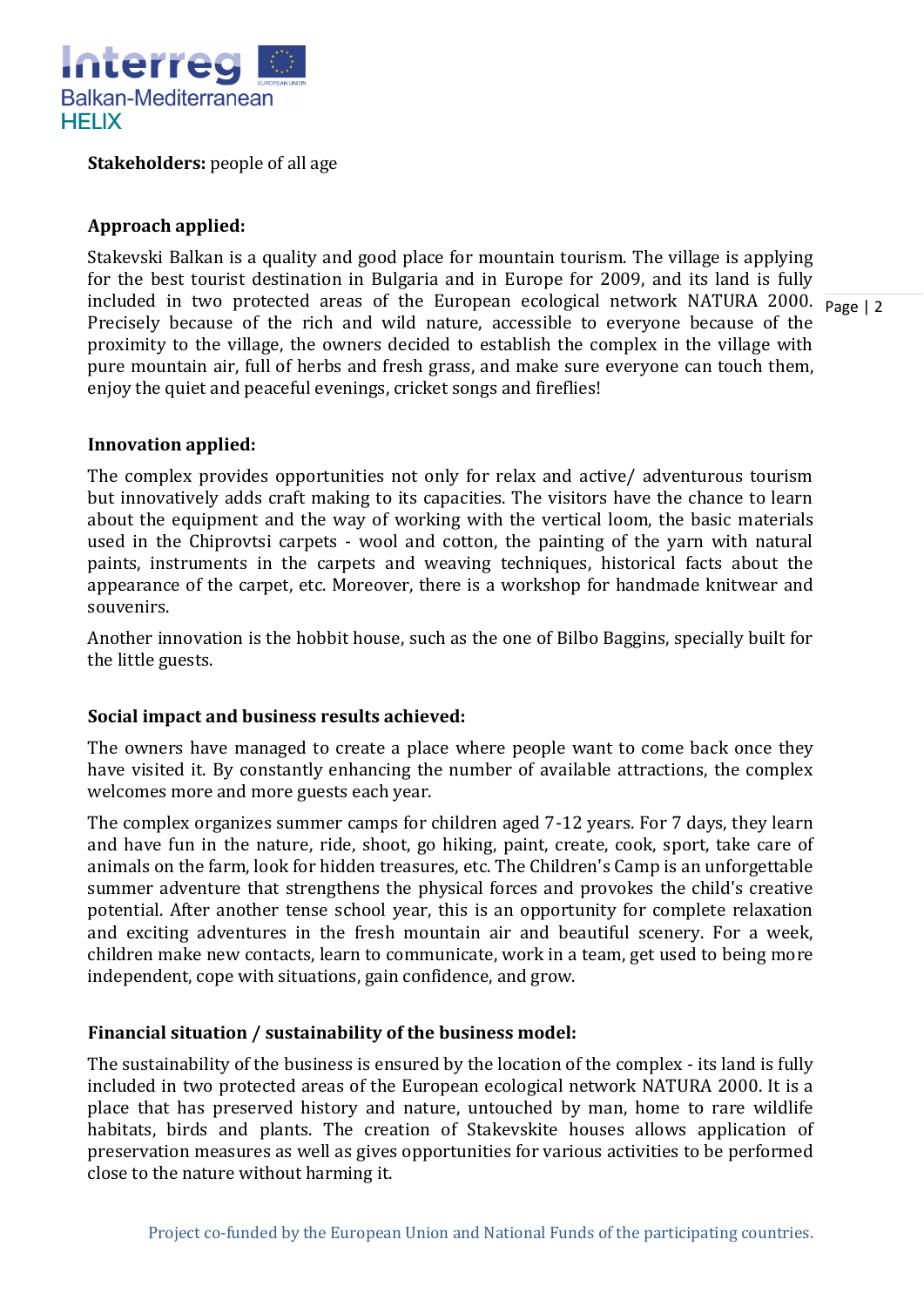**Stakeholders:** people of all age

**Approach applied:**

Stakevski Balkan is a quality and good place for mountain tourism. The village is applying for the best tourist destination in Bulgaria and in Europe for 2009, and its land is fully included in two protected areas of the European ecological network NATURA 2000. Precisely because of the rich and wild nature, accessible to everyone because of the proximity to the village, the owners decided to establish the complex in the village with pure mountain air, full of herbs and fresh grass, and make sure everyone can touch them, enjoy the quiet and peaceful evenings, cricket songs and fireflies!

**Innovation applied:**

The complex provides opportunities not only for relax and active/ adventurous tourism but innovatively adds craft making to its capacities. The visitors have the chance to learn about the equipment and the way of working with the vertical loom, the basic materials used in the Chiprovtsi carpets - wool and cotton, the painting of the yarn with natural paints, instruments in the carpets and weaving techniques, historical facts about the appearance of the carpet, etc. Moreover, there is a workshop for handmade knitwear and souvenirs.

Another innovation is the hobbit house, such as the one of Bilbo Baggins, specially built for the little guests.

**Social impact and business results achieved:**

The owners have managed to create a place where people want to come back once they have visited it. By constantly enhancing the number of available attractions, the complex welcomes more and more guests each year.

The complex organizes summer camps for children aged 7-12 years. For 7 days, they learn and have fun in the nature, ride, shoot, go hiking, paint, create, cook, sport, take care of animals on the farm, look for hidden treasures, etc. The Children's Camp is an unforgettable summer adventure that strengthens the physical forces and provokes the child's creative potential. After another tense school year, this is an opportunity for complete relaxation and exciting adventures in the fresh mountain air and beautiful scenery. For a week, children make new contacts, learn to communicate, work in a team, get used to being more independent, cope with situations, gain confidence, and grow.

**Financial situation / sustainability of the business model:**

The sustainability of the business is ensured by the location of the complex - its land is fully included in two protected areas of the European ecological network NATURA 2000. It is a place that has preserved history and nature, untouched by man, home to rare wildlife habitats, birds and plants. The creation of Stakevskite houses allows application of preservation measures as well as gives opportunities for various activities to be performed close to the nature without harming it.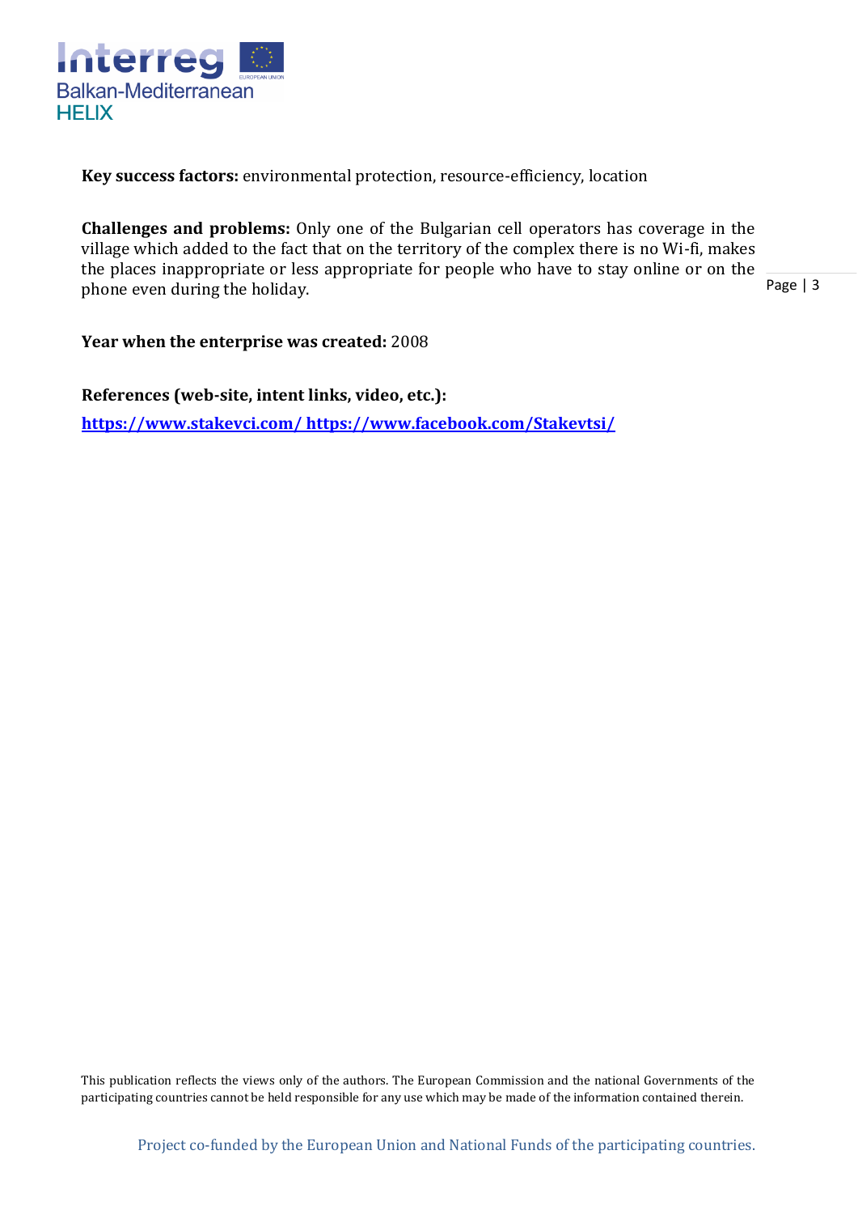**Key success factors:** environmental protection, resource-efficiency, location

**Challenges and problems:** Only one of the Bulgarian cell operators has coverage in the village which added to the fact that on the territory of the complex there is no Wi-fi, makes the places inappropriate or less appropriate for people who have to stay online or on the phone even during the holiday.

**Year when the enterprise was created:** 2008

**References (web-site, intent links, video, etc.):**

**https://www.stakevci.com/ https://www.facebook.com/Stakevtsi/**

This publication reflects the views only of the authors. The European Commission and the national Governments of the participating countries cannot be held responsible for any use which may be made of the information contained therein.

Project co-funded by the European Union and National Funds of the participating countries.